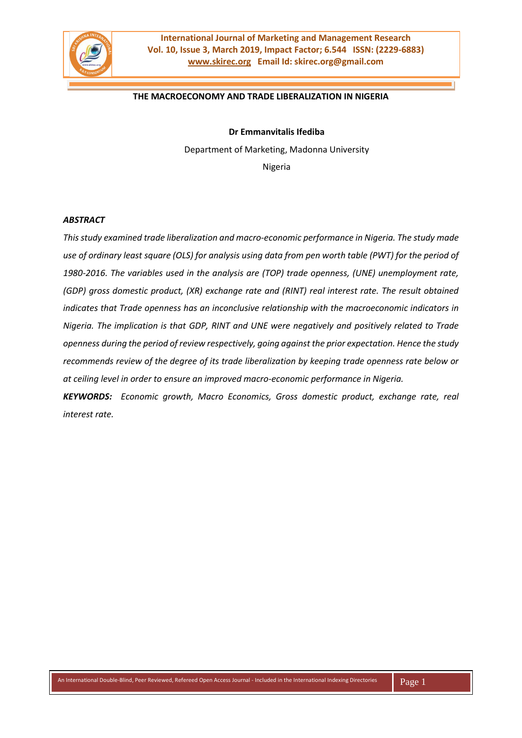# THE MACROECONOMY AND TRADE LIBERALIZATION IN NIGERIA

**Dr Emmanvitalis Ifediba**

Department of Marketing, Madonna University

Nigeria

***ABSTRACT***

*This study examined trade liberalization and macro-economic performance in Nigeria. The study made use of ordinary least square (OLS) for analysis using data from pen worth table (PWT) for the period of 1980-2016. The variables used in the analysis are (TOP) trade openness, (UNE) unemployment rate, (GDP) gross domestic product, (XR) exchange rate and (RINT) real interest rate. The result obtained indicates that Trade openness has an inconclusive relationship with the macroeconomic indicators in Nigeria. The implication is that GDP, RINT and UNE were negatively and positively related to Trade openness during the period of review respectively, going against the prior expectation. Hence the study recommends review of the degree of its trade liberalization by keeping trade openness rate below or at ceiling level in order to ensure an improved macro-economic performance in Nigeria.*

***KEYWORDS:*** *Economic growth, Macro Economics, Gross domestic product, exchange rate, real interest rate.*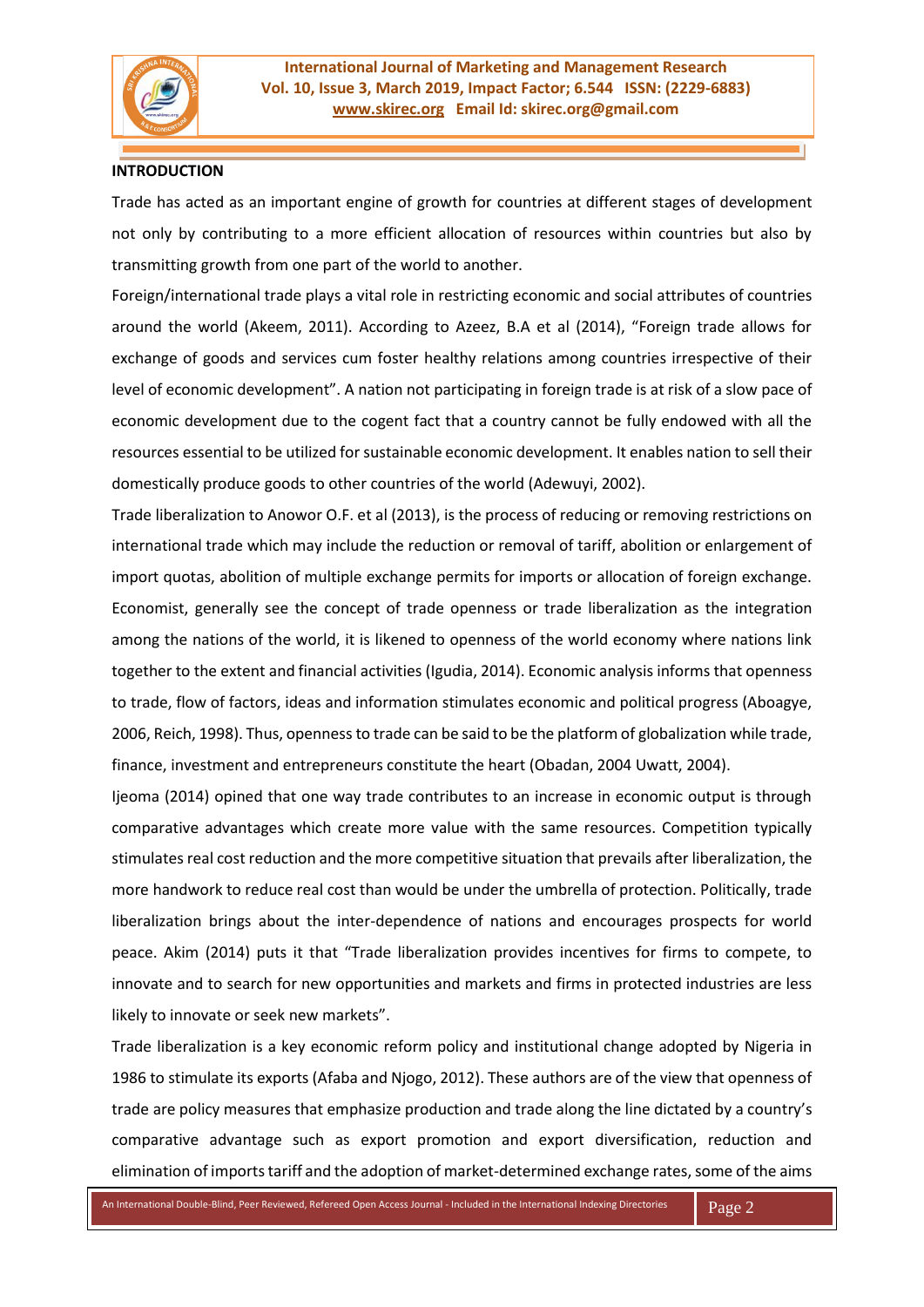## INTRODUCTION

Trade has acted as an important engine of growth for countries at different stages of development not only by contributing to a more efficient allocation of resources within countries but also by transmitting growth from one part of the world to another.

Foreign/international trade plays a vital role in restricting economic and social attributes of countries around the world (Akeem, 2011). According to Azeez, B.A et al (2014), "Foreign trade allows for exchange of goods and services cum foster healthy relations among countries irrespective of their level of economic development". A nation not participating in foreign trade is at risk of a slow pace of economic development due to the cogent fact that a country cannot be fully endowed with all the resources essential to be utilized for sustainable economic development. It enables nation to sell their domestically produce goods to other countries of the world (Adewuyi, 2002).

Trade liberalization to Anowor O.F. et al (2013), is the process of reducing or removing restrictions on international trade which may include the reduction or removal of tariff, abolition or enlargement of import quotas, abolition of multiple exchange permits for imports or allocation of foreign exchange. Economist, generally see the concept of trade openness or trade liberalization as the integration among the nations of the world, it is likened to openness of the world economy where nations link together to the extent and financial activities (Igudia, 2014). Economic analysis informs that openness to trade, flow of factors, ideas and information stimulates economic and political progress (Aboagye, 2006, Reich, 1998). Thus, openness to trade can be said to be the platform of globalization while trade, finance, investment and entrepreneurs constitute the heart (Obadan, 2004 Uwatt, 2004).

Ijeoma (2014) opined that one way trade contributes to an increase in economic output is through comparative advantages which create more value with the same resources. Competition typically stimulates real cost reduction and the more competitive situation that prevails after liberalization, the more handwork to reduce real cost than would be under the umbrella of protection. Politically, trade liberalization brings about the inter-dependence of nations and encourages prospects for world peace. Akim (2014) puts it that "Trade liberalization provides incentives for firms to compete, to innovate and to search for new opportunities and markets and firms in protected industries are less likely to innovate or seek new markets".

Trade liberalization is a key economic reform policy and institutional change adopted by Nigeria in 1986 to stimulate its exports (Afaba and Njogo, 2012). These authors are of the view that openness of trade are policy measures that emphasize production and trade along the line dictated by a country's comparative advantage such as export promotion and export diversification, reduction and elimination of imports tariff and the adoption of market-determined exchange rates, some of the aims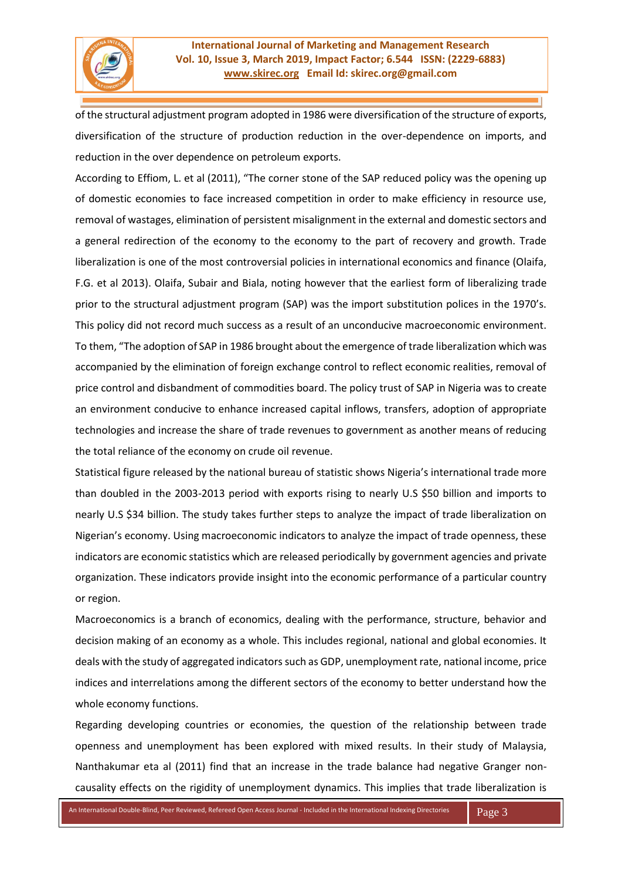of the structural adjustment program adopted in 1986 were diversification of the structure of exports, diversification of the structure of production reduction in the over-dependence on imports, and reduction in the over dependence on petroleum exports.

According to Effiom, L. et al (2011), "The corner stone of the SAP reduced policy was the opening up of domestic economies to face increased competition in order to make efficiency in resource use, removal of wastages, elimination of persistent misalignment in the external and domestic sectors and a general redirection of the economy to the economy to the part of recovery and growth. Trade liberalization is one of the most controversial policies in international economics and finance (Olaifa, F.G. et al 2013). Olaifa, Subair and Biala, noting however that the earliest form of liberalizing trade prior to the structural adjustment program (SAP) was the import substitution polices in the 1970's. This policy did not record much success as a result of an unconducive macroeconomic environment. To them, "The adoption of SAP in 1986 brought about the emergence of trade liberalization which was accompanied by the elimination of foreign exchange control to reflect economic realities, removal of price control and disbandment of commodities board. The policy trust of SAP in Nigeria was to create an environment conducive to enhance increased capital inflows, transfers, adoption of appropriate technologies and increase the share of trade revenues to government as another means of reducing the total reliance of the economy on crude oil revenue.

Statistical figure released by the national bureau of statistic shows Nigeria's international trade more than doubled in the 2003-2013 period with exports rising to nearly U.S $50 billion and imports to nearly U.S $34 billion. The study takes further steps to analyze the impact of trade liberalization on Nigerian's economy. Using macroeconomic indicators to analyze the impact of trade openness, these indicators are economic statistics which are released periodically by government agencies and private organization. These indicators provide insight into the economic performance of a particular country or region.

Macroeconomics is a branch of economics, dealing with the performance, structure, behavior and decision making of an economy as a whole. This includes regional, national and global economies. It deals with the study of aggregated indicators such as GDP, unemployment rate, national income, price indices and interrelations among the different sectors of the economy to better understand how the whole economy functions.

Regarding developing countries or economies, the question of the relationship between trade openness and unemployment has been explored with mixed results. In their study of Malaysia, Nanthakumar eta al (2011) find that an increase in the trade balance had negative Granger non-causality effects on the rigidity of unemployment dynamics. This implies that trade liberalization is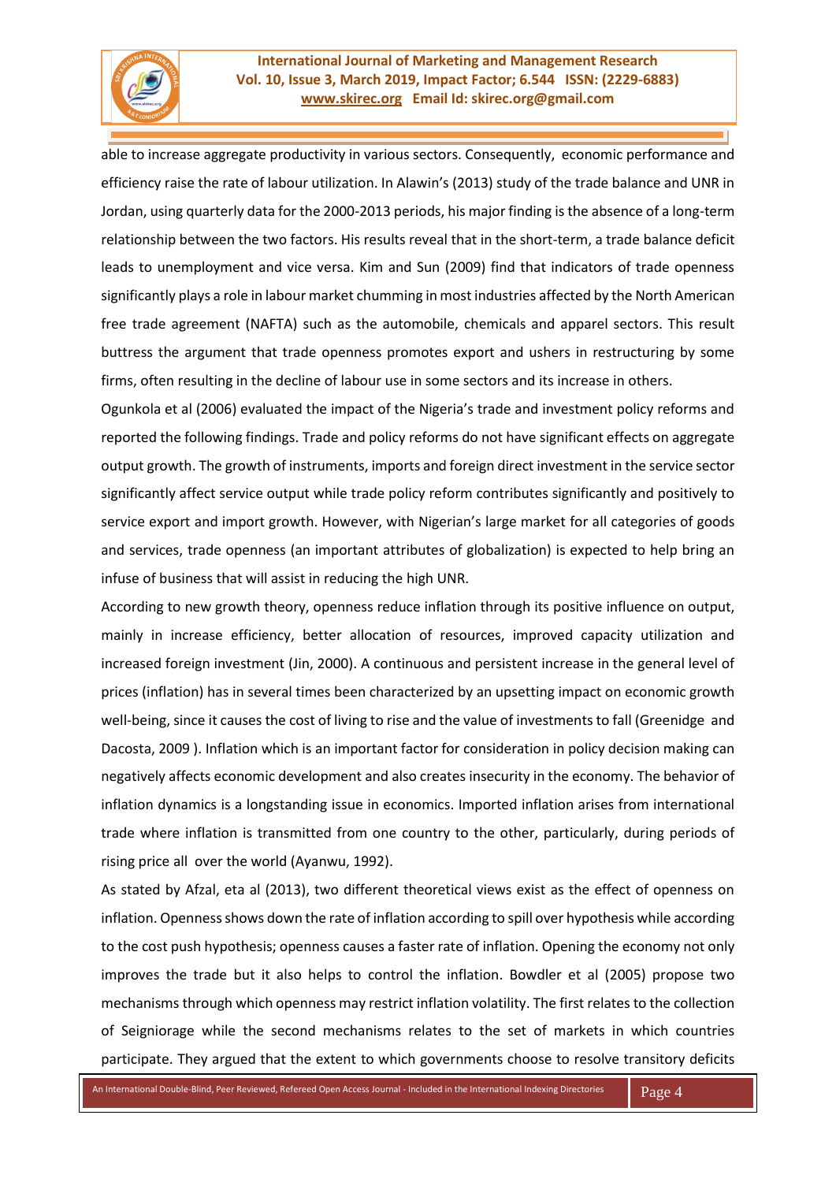able to increase aggregate productivity in various sectors. Consequently, economic performance and efficiency raise the rate of labour utilization. In Alawin's (2013) study of the trade balance and UNR in Jordan, using quarterly data for the 2000-2013 periods, his major finding is the absence of a long-term relationship between the two factors. His results reveal that in the short-term, a trade balance deficit leads to unemployment and vice versa. Kim and Sun (2009) find that indicators of trade openness significantly plays a role in labour market chumming in most industries affected by the North American free trade agreement (NAFTA) such as the automobile, chemicals and apparel sectors. This result buttress the argument that trade openness promotes export and ushers in restructuring by some firms, often resulting in the decline of labour use in some sectors and its increase in others.

Ogunkola et al (2006) evaluated the impact of the Nigeria's trade and investment policy reforms and reported the following findings. Trade and policy reforms do not have significant effects on aggregate output growth. The growth of instruments, imports and foreign direct investment in the service sector significantly affect service output while trade policy reform contributes significantly and positively to service export and import growth. However, with Nigerian's large market for all categories of goods and services, trade openness (an important attributes of globalization) is expected to help bring an infuse of business that will assist in reducing the high UNR.

According to new growth theory, openness reduce inflation through its positive influence on output, mainly in increase efficiency, better allocation of resources, improved capacity utilization and increased foreign investment (Jin, 2000). A continuous and persistent increase in the general level of prices (inflation) has in several times been characterized by an upsetting impact on economic growth well-being, since it causes the cost of living to rise and the value of investments to fall (Greenidge and Dacosta, 2009 ). Inflation which is an important factor for consideration in policy decision making can negatively affects economic development and also creates insecurity in the economy. The behavior of inflation dynamics is a longstanding issue in economics. Imported inflation arises from international trade where inflation is transmitted from one country to the other, particularly, during periods of rising price all over the world (Ayanwu, 1992).

As stated by Afzal, eta al (2013), two different theoretical views exist as the effect of openness on inflation. Openness shows down the rate of inflation according to spill over hypothesis while according to the cost push hypothesis; openness causes a faster rate of inflation. Opening the economy not only improves the trade but it also helps to control the inflation. Bowdler et al (2005) propose two mechanisms through which openness may restrict inflation volatility. The first relates to the collection of Seigniorage while the second mechanisms relates to the set of markets in which countries participate. They argued that the extent to which governments choose to resolve transitory deficits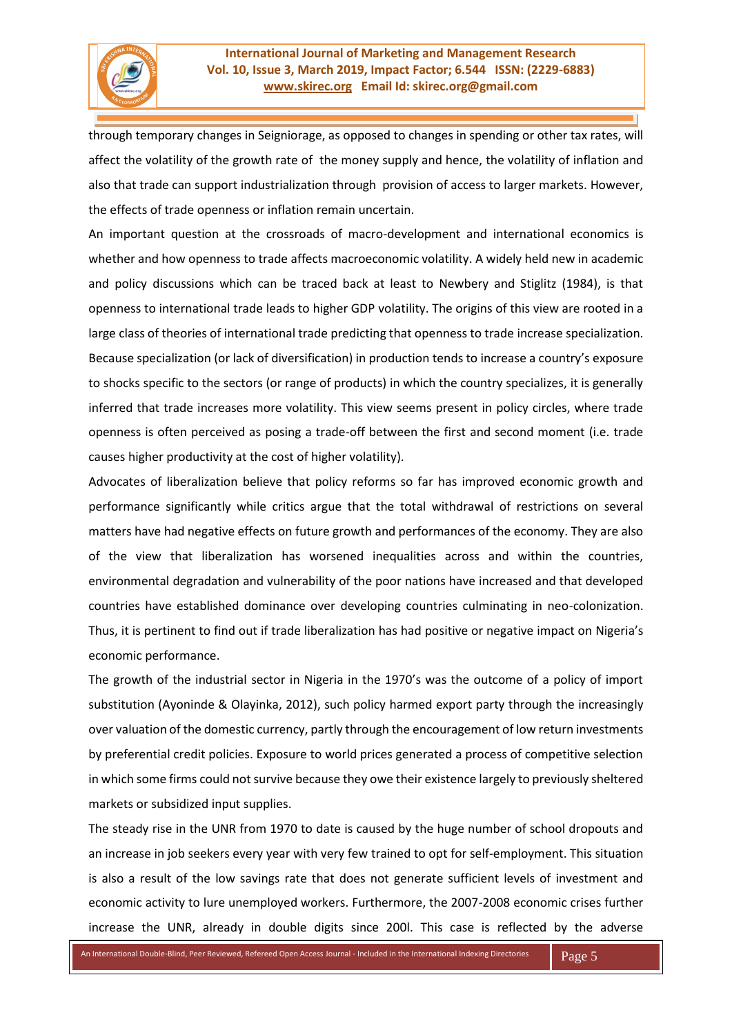through temporary changes in Seigniorage, as opposed to changes in spending or other tax rates, will affect the volatility of the growth rate of the money supply and hence, the volatility of inflation and also that trade can support industrialization through provision of access to larger markets. However, the effects of trade openness or inflation remain uncertain.

An important question at the crossroads of macro-development and international economics is whether and how openness to trade affects macroeconomic volatility. A widely held new in academic and policy discussions which can be traced back at least to Newbery and Stiglitz (1984), is that openness to international trade leads to higher GDP volatility. The origins of this view are rooted in a large class of theories of international trade predicting that openness to trade increase specialization. Because specialization (or lack of diversification) in production tends to increase a country's exposure to shocks specific to the sectors (or range of products) in which the country specializes, it is generally inferred that trade increases more volatility. This view seems present in policy circles, where trade openness is often perceived as posing a trade-off between the first and second moment (i.e. trade causes higher productivity at the cost of higher volatility).

Advocates of liberalization believe that policy reforms so far has improved economic growth and performance significantly while critics argue that the total withdrawal of restrictions on several matters have had negative effects on future growth and performances of the economy. They are also of the view that liberalization has worsened inequalities across and within the countries, environmental degradation and vulnerability of the poor nations have increased and that developed countries have established dominance over developing countries culminating in neo-colonization. Thus, it is pertinent to find out if trade liberalization has had positive or negative impact on Nigeria's economic performance.

The growth of the industrial sector in Nigeria in the 1970's was the outcome of a policy of import substitution (Ayoninde & Olayinka, 2012), such policy harmed export party through the increasingly over valuation of the domestic currency, partly through the encouragement of low return investments by preferential credit policies. Exposure to world prices generated a process of competitive selection in which some firms could not survive because they owe their existence largely to previously sheltered markets or subsidized input supplies.

The steady rise in the UNR from 1970 to date is caused by the huge number of school dropouts and an increase in job seekers every year with very few trained to opt for self-employment. This situation is also a result of the low savings rate that does not generate sufficient levels of investment and economic activity to lure unemployed workers. Furthermore, the 2007-2008 economic crises further increase the UNR, already in double digits since 200l. This case is reflected by the adverse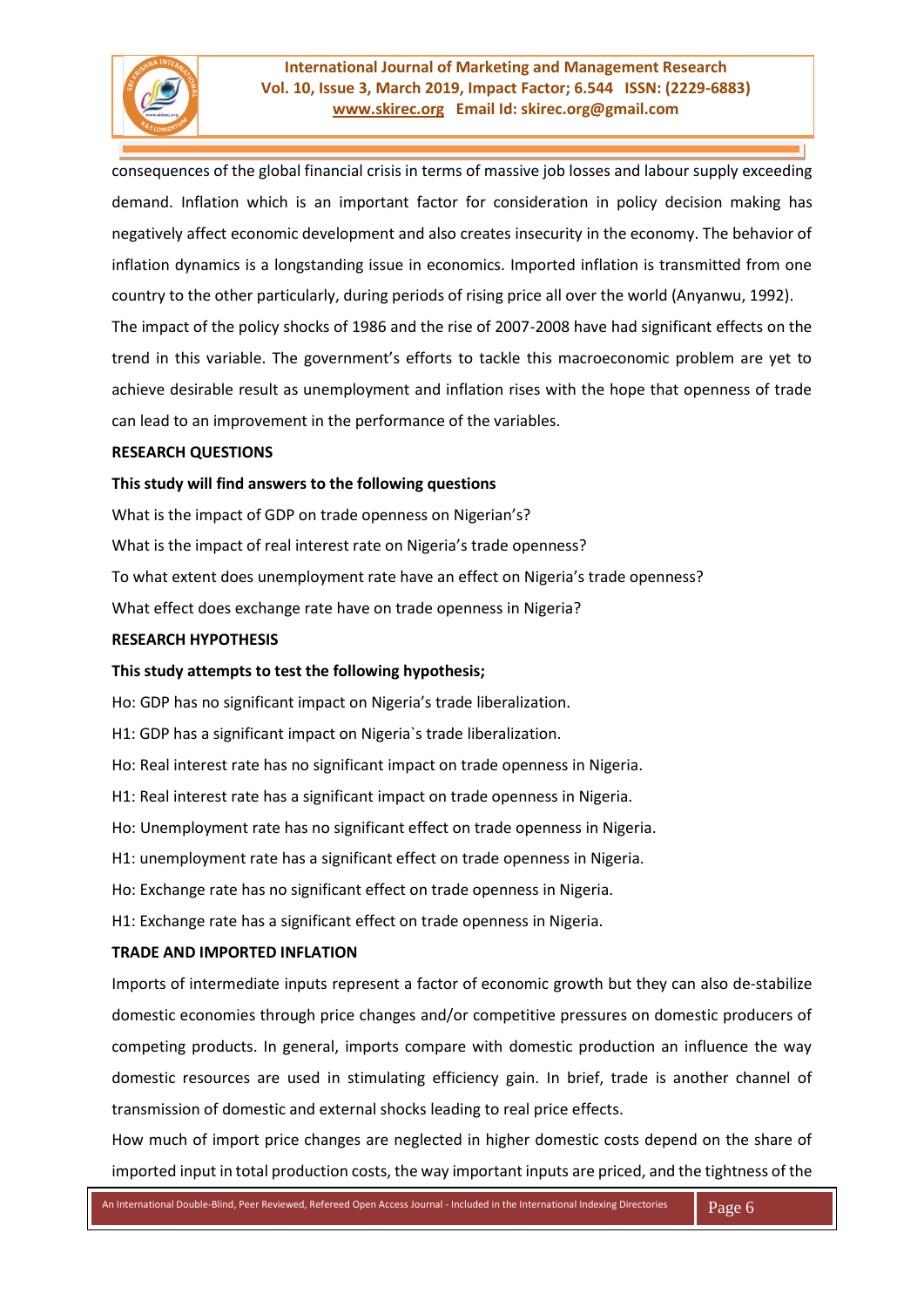consequences of the global financial crisis in terms of massive job losses and labour supply exceeding demand. Inflation which is an important factor for consideration in policy decision making has negatively affect economic development and also creates insecurity in the economy. The behavior of inflation dynamics is a longstanding issue in economics. Imported inflation is transmitted from one country to the other particularly, during periods of rising price all over the world (Anyanwu, 1992).

The impact of the policy shocks of 1986 and the rise of 2007-2008 have had significant effects on the trend in this variable. The government's efforts to tackle this macroeconomic problem are yet to achieve desirable result as unemployment and inflation rises with the hope that openness of trade can lead to an improvement in the performance of the variables.

**RESEARCH QUESTIONS**

**This study will find answers to the following questions**

What is the impact of GDP on trade openness on Nigerian's?

What is the impact of real interest rate on Nigeria's trade openness?

To what extent does unemployment rate have an effect on Nigeria's trade openness?

What effect does exchange rate have on trade openness in Nigeria?

**RESEARCH HYPOTHESIS**

**This study attempts to test the following hypothesis;**

Ho: GDP has no significant impact on Nigeria's trade liberalization.

H1: GDP has a significant impact on Nigeria`s trade liberalization.

Ho: Real interest rate has no significant impact on trade openness in Nigeria.

H1: Real interest rate has a significant impact on trade openness in Nigeria.

Ho: Unemployment rate has no significant effect on trade openness in Nigeria.

H1: unemployment rate has a significant effect on trade openness in Nigeria.

Ho: Exchange rate has no significant effect on trade openness in Nigeria.

H1: Exchange rate has a significant effect on trade openness in Nigeria.

**TRADE AND IMPORTED INFLATION**

Imports of intermediate inputs represent a factor of economic growth but they can also de-stabilize domestic economies through price changes and/or competitive pressures on domestic producers of competing products. In general, imports compare with domestic production an influence the way domestic resources are used in stimulating efficiency gain. In brief, trade is another channel of transmission of domestic and external shocks leading to real price effects.

How much of import price changes are neglected in higher domestic costs depend on the share of imported input in total production costs, the way important inputs are priced, and the tightness of the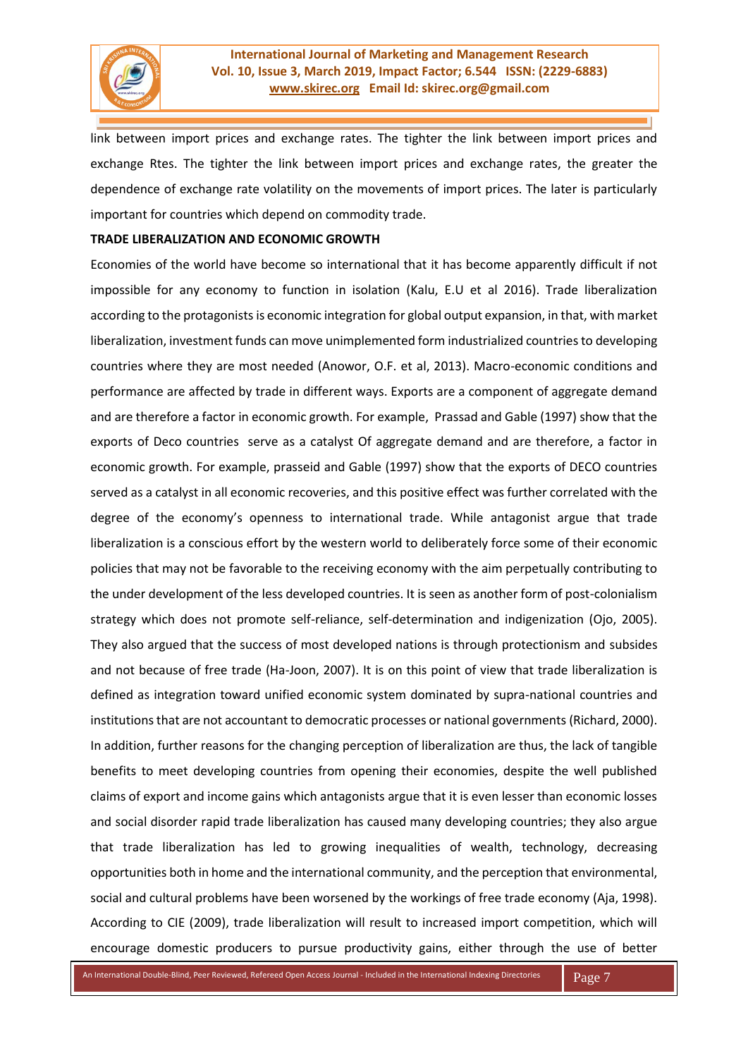link between import prices and exchange rates. The tighter the link between import prices and exchange Rtes. The tighter the link between import prices and exchange rates, the greater the dependence of exchange rate volatility on the movements of import prices. The later is particularly important for countries which depend on commodity trade.

**TRADE LIBERALIZATION AND ECONOMIC GROWTH**

Economies of the world have become so international that it has become apparently difficult if not impossible for any economy to function in isolation (Kalu, E.U et al 2016). Trade liberalization according to the protagonists is economic integration for global output expansion, in that, with market liberalization, investment funds can move unimplemented form industrialized countries to developing countries where they are most needed (Anowor, O.F. et al, 2013). Macro-economic conditions and performance are affected by trade in different ways. Exports are a component of aggregate demand and are therefore a factor in economic growth. For example, Prassad and Gable (1997) show that the exports of Deco countries serve as a catalyst Of aggregate demand and are therefore, a factor in economic growth. For example, prasseid and Gable (1997) show that the exports of DECO countries served as a catalyst in all economic recoveries, and this positive effect was further correlated with the degree of the economy's openness to international trade. While antagonist argue that trade liberalization is a conscious effort by the western world to deliberately force some of their economic policies that may not be favorable to the receiving economy with the aim perpetually contributing to the under development of the less developed countries. It is seen as another form of post-colonialism strategy which does not promote self-reliance, self-determination and indigenization (Ojo, 2005). They also argued that the success of most developed nations is through protectionism and subsides and not because of free trade (Ha-Joon, 2007). It is on this point of view that trade liberalization is defined as integration toward unified economic system dominated by supra-national countries and institutions that are not accountant to democratic processes or national governments (Richard, 2000). In addition, further reasons for the changing perception of liberalization are thus, the lack of tangible benefits to meet developing countries from opening their economies, despite the well published claims of export and income gains which antagonists argue that it is even lesser than economic losses and social disorder rapid trade liberalization has caused many developing countries; they also argue that trade liberalization has led to growing inequalities of wealth, technology, decreasing opportunities both in home and the international community, and the perception that environmental, social and cultural problems have been worsened by the workings of free trade economy (Aja, 1998). According to CIE (2009), trade liberalization will result to increased import competition, which will encourage domestic producers to pursue productivity gains, either through the use of better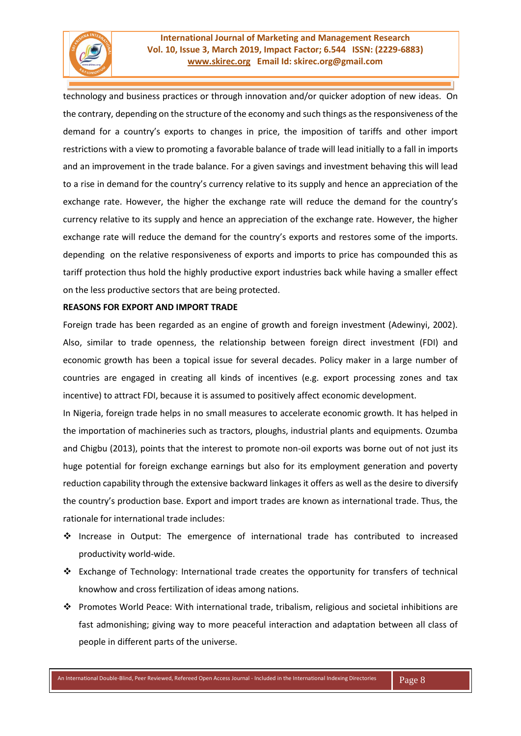technology and business practices or through innovation and/or quicker adoption of new ideas. On the contrary, depending on the structure of the economy and such things as the responsiveness of the demand for a country's exports to changes in price, the imposition of tariffs and other import restrictions with a view to promoting a favorable balance of trade will lead initially to a fall in imports and an improvement in the trade balance. For a given savings and investment behaving this will lead to a rise in demand for the country's currency relative to its supply and hence an appreciation of the exchange rate. However, the higher the exchange rate will reduce the demand for the country's currency relative to its supply and hence an appreciation of the exchange rate. However, the higher exchange rate will reduce the demand for the country's exports and restores some of the imports. depending on the relative responsiveness of exports and imports to price has compounded this as tariff protection thus hold the highly productive export industries back while having a smaller effect on the less productive sectors that are being protected.

**REASONS FOR EXPORT AND IMPORT TRADE**

Foreign trade has been regarded as an engine of growth and foreign investment (Adewinyi, 2002). Also, similar to trade openness, the relationship between foreign direct investment (FDI) and economic growth has been a topical issue for several decades. Policy maker in a large number of countries are engaged in creating all kinds of incentives (e.g. export processing zones and tax incentive) to attract FDI, because it is assumed to positively affect economic development.

In Nigeria, foreign trade helps in no small measures to accelerate economic growth. It has helped in the importation of machineries such as tractors, ploughs, industrial plants and equipments. Ozumba and Chigbu (2013), points that the interest to promote non-oil exports was borne out of not just its huge potential for foreign exchange earnings but also for its employment generation and poverty reduction capability through the extensive backward linkages it offers as well as the desire to diversify the country's production base. Export and import trades are known as international trade. Thus, the rationale for international trade includes:

- Increase in Output: The emergence of international trade has contributed to increased productivity world-wide.
- Exchange of Technology: International trade creates the opportunity for transfers of technical knowhow and cross fertilization of ideas among nations.
- Promotes World Peace: With international trade, tribalism, religious and societal inhibitions are fast admonishing; giving way to more peaceful interaction and adaptation between all class of people in different parts of the universe.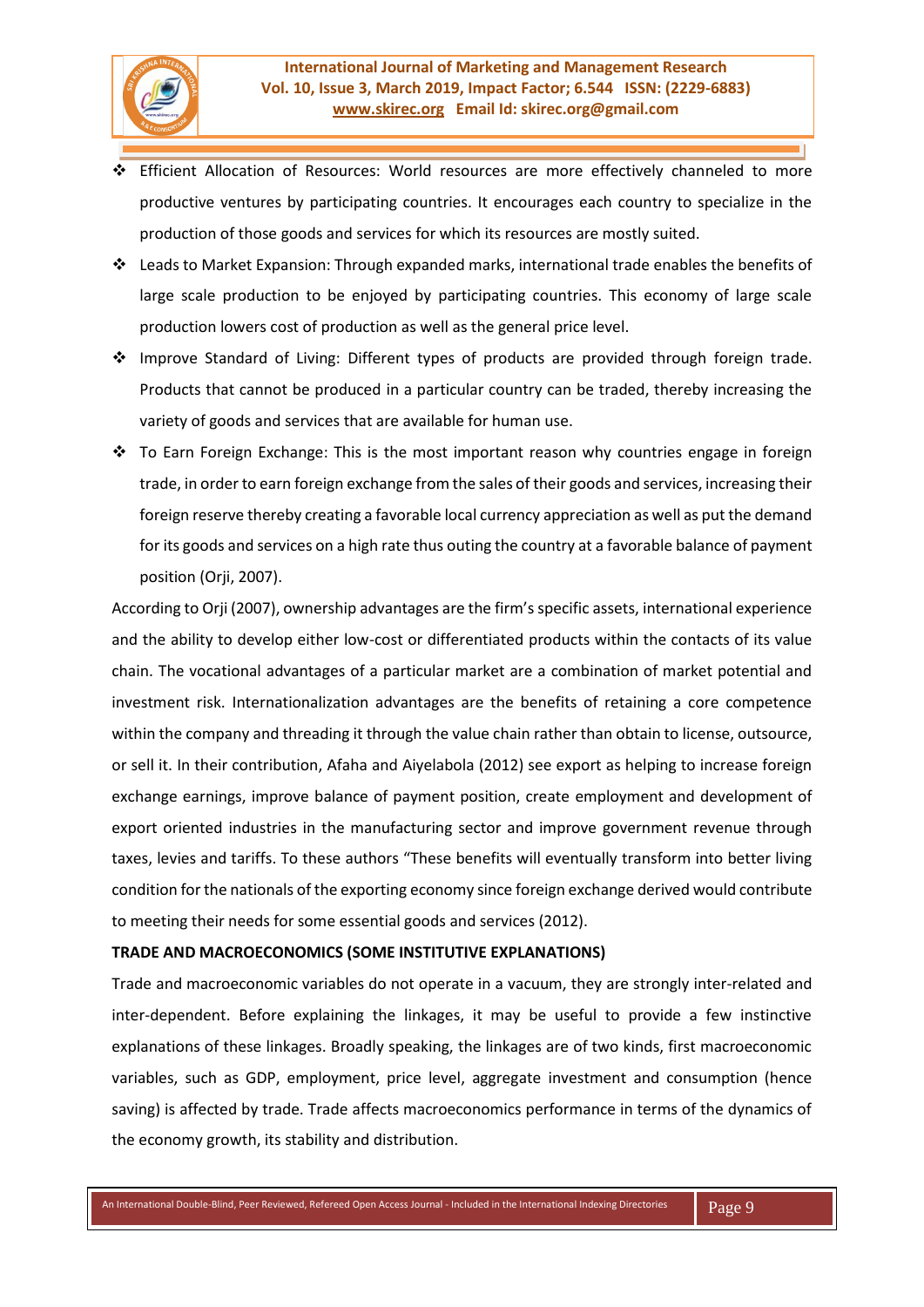- Efficient Allocation of Resources: World resources are more effectively channeled to more productive ventures by participating countries. It encourages each country to specialize in the production of those goods and services for which its resources are mostly suited.
- Leads to Market Expansion: Through expanded marks, international trade enables the benefits of large scale production to be enjoyed by participating countries. This economy of large scale production lowers cost of production as well as the general price level.
- Improve Standard of Living: Different types of products are provided through foreign trade. Products that cannot be produced in a particular country can be traded, thereby increasing the variety of goods and services that are available for human use.
- To Earn Foreign Exchange: This is the most important reason why countries engage in foreign trade, in order to earn foreign exchange from the sales of their goods and services, increasing their foreign reserve thereby creating a favorable local currency appreciation as well as put the demand for its goods and services on a high rate thus outing the country at a favorable balance of payment position (Orji, 2007).

According to Orji (2007), ownership advantages are the firm's specific assets, international experience and the ability to develop either low-cost or differentiated products within the contacts of its value chain. The vocational advantages of a particular market are a combination of market potential and investment risk. Internationalization advantages are the benefits of retaining a core competence within the company and threading it through the value chain rather than obtain to license, outsource, or sell it. In their contribution, Afaha and Aiyelabola (2012) see export as helping to increase foreign exchange earnings, improve balance of payment position, create employment and development of export oriented industries in the manufacturing sector and improve government revenue through taxes, levies and tariffs. To these authors "These benefits will eventually transform into better living condition for the nationals of the exporting economy since foreign exchange derived would contribute to meeting their needs for some essential goods and services (2012).

**TRADE AND MACROECONOMICS (SOME INSTITUTIVE EXPLANATIONS)**

Trade and macroeconomic variables do not operate in a vacuum, they are strongly inter-related and inter-dependent. Before explaining the linkages, it may be useful to provide a few instinctive explanations of these linkages. Broadly speaking, the linkages are of two kinds, first macroeconomic variables, such as GDP, employment, price level, aggregate investment and consumption (hence saving) is affected by trade. Trade affects macroeconomics performance in terms of the dynamics of the economy growth, its stability and distribution.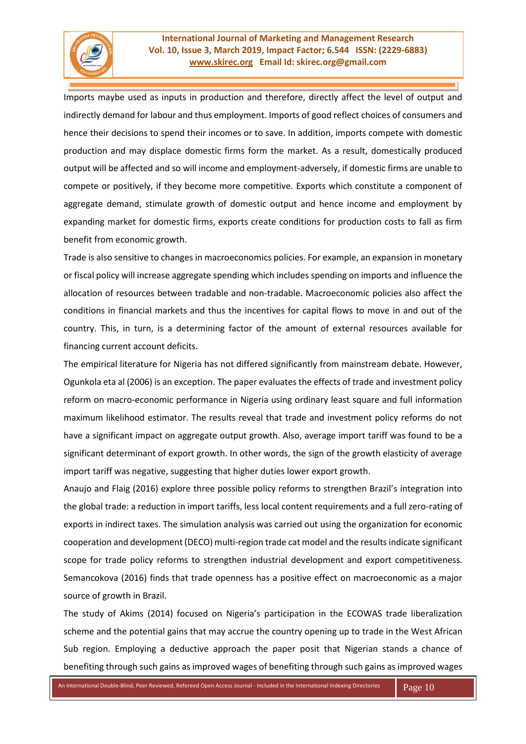Imports maybe used as inputs in production and therefore, directly affect the level of output and indirectly demand for labour and thus employment. Imports of good reflect choices of consumers and hence their decisions to spend their incomes or to save. In addition, imports compete with domestic production and may displace domestic firms form the market. As a result, domestically produced output will be affected and so will income and employment-adversely, if domestic firms are unable to compete or positively, if they become more competitive. Exports which constitute a component of aggregate demand, stimulate growth of domestic output and hence income and employment by expanding market for domestic firms, exports create conditions for production costs to fall as firm benefit from economic growth.

Trade is also sensitive to changes in macroeconomics policies. For example, an expansion in monetary or fiscal policy will increase aggregate spending which includes spending on imports and influence the allocation of resources between tradable and non-tradable. Macroeconomic policies also affect the conditions in financial markets and thus the incentives for capital flows to move in and out of the country. This, in turn, is a determining factor of the amount of external resources available for financing current account deficits.

The empirical literature for Nigeria has not differed significantly from mainstream debate. However, Ogunkola eta al (2006) is an exception. The paper evaluates the effects of trade and investment policy reform on macro-economic performance in Nigeria using ordinary least square and full information maximum likelihood estimator. The results reveal that trade and investment policy reforms do not have a significant impact on aggregate output growth. Also, average import tariff was found to be a significant determinant of export growth. In other words, the sign of the growth elasticity of average import tariff was negative, suggesting that higher duties lower export growth.

Anaujo and Flaig (2016) explore three possible policy reforms to strengthen Brazil's integration into the global trade: a reduction in import tariffs, less local content requirements and a full zero-rating of exports in indirect taxes. The simulation analysis was carried out using the organization for economic cooperation and development (DECO) multi-region trade cat model and the results indicate significant scope for trade policy reforms to strengthen industrial development and export competitiveness. Semancokova (2016) finds that trade openness has a positive effect on macroeconomic as a major source of growth in Brazil.

The study of Akims (2014) focused on Nigeria's participation in the ECOWAS trade liberalization scheme and the potential gains that may accrue the country opening up to trade in the West African Sub region. Employing a deductive approach the paper posit that Nigerian stands a chance of benefiting through such gains as improved wages of benefiting through such gains as improved wages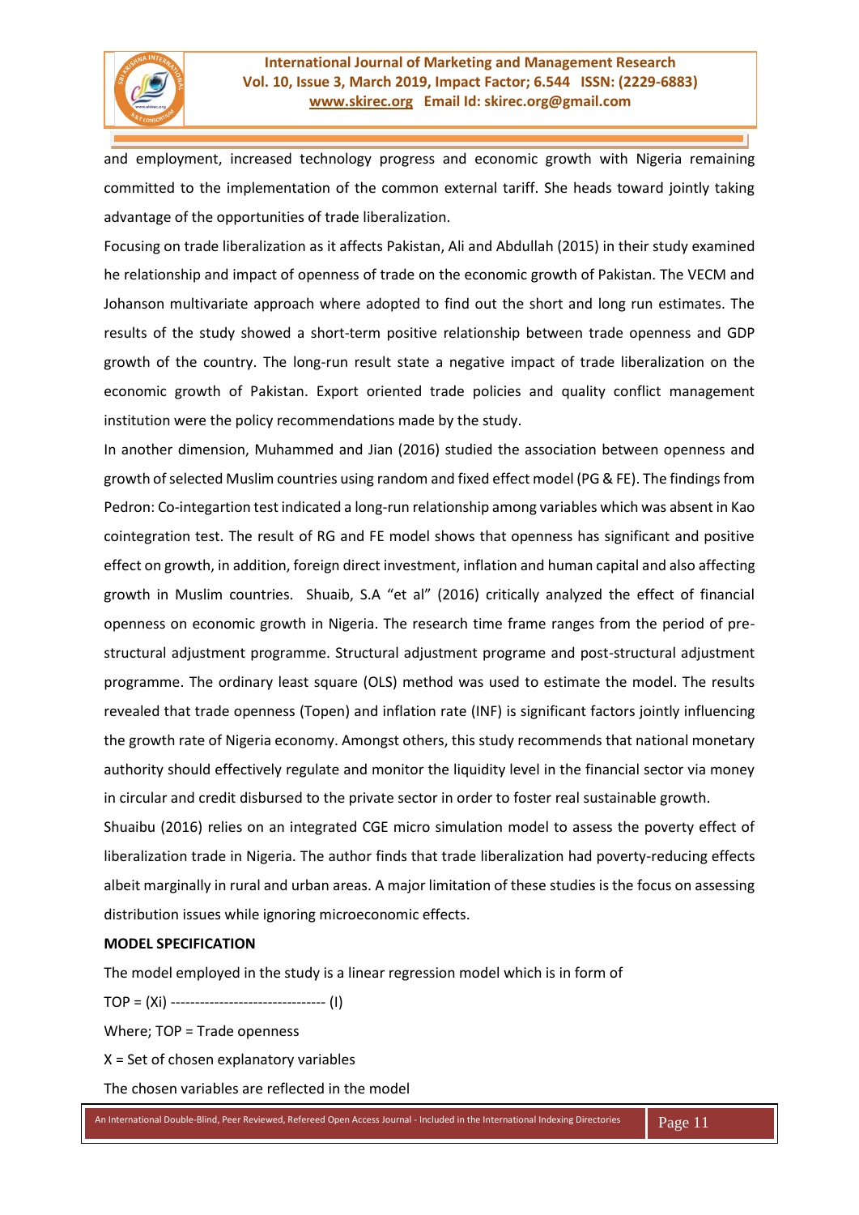and employment, increased technology progress and economic growth with Nigeria remaining committed to the implementation of the common external tariff. She heads toward jointly taking advantage of the opportunities of trade liberalization.

Focusing on trade liberalization as it affects Pakistan, Ali and Abdullah (2015) in their study examined he relationship and impact of openness of trade on the economic growth of Pakistan. The VECM and Johanson multivariate approach where adopted to find out the short and long run estimates. The results of the study showed a short-term positive relationship between trade openness and GDP growth of the country. The long-run result state a negative impact of trade liberalization on the economic growth of Pakistan. Export oriented trade policies and quality conflict management institution were the policy recommendations made by the study.

In another dimension, Muhammed and Jian (2016) studied the association between openness and growth of selected Muslim countries using random and fixed effect model (PG & FE). The findings from Pedron: Co-integartion test indicated a long-run relationship among variables which was absent in Kao cointegration test. The result of RG and FE model shows that openness has significant and positive effect on growth, in addition, foreign direct investment, inflation and human capital and also affecting growth in Muslim countries. Shuaib, S.A "et al" (2016) critically analyzed the effect of financial openness on economic growth in Nigeria. The research time frame ranges from the period of pre-structural adjustment programme. Structural adjustment programe and post-structural adjustment programme. The ordinary least square (OLS) method was used to estimate the model. The results revealed that trade openness (Topen) and inflation rate (INF) is significant factors jointly influencing the growth rate of Nigeria economy. Amongst others, this study recommends that national monetary authority should effectively regulate and monitor the liquidity level in the financial sector via money in circular and credit disbursed to the private sector in order to foster real sustainable growth.

Shuaibu (2016) relies on an integrated CGE micro simulation model to assess the poverty effect of liberalization trade in Nigeria. The author finds that trade liberalization had poverty-reducing effects albeit marginally in rural and urban areas. A major limitation of these studies is the focus on assessing distribution issues while ignoring microeconomic effects.

**MODEL SPECIFICATION**

The model employed in the study is a linear regression model which is in form of

TOP = (Xi) -------------------------------- (I)

Where; TOP = Trade openness

X = Set of chosen explanatory variables

The chosen variables are reflected in the model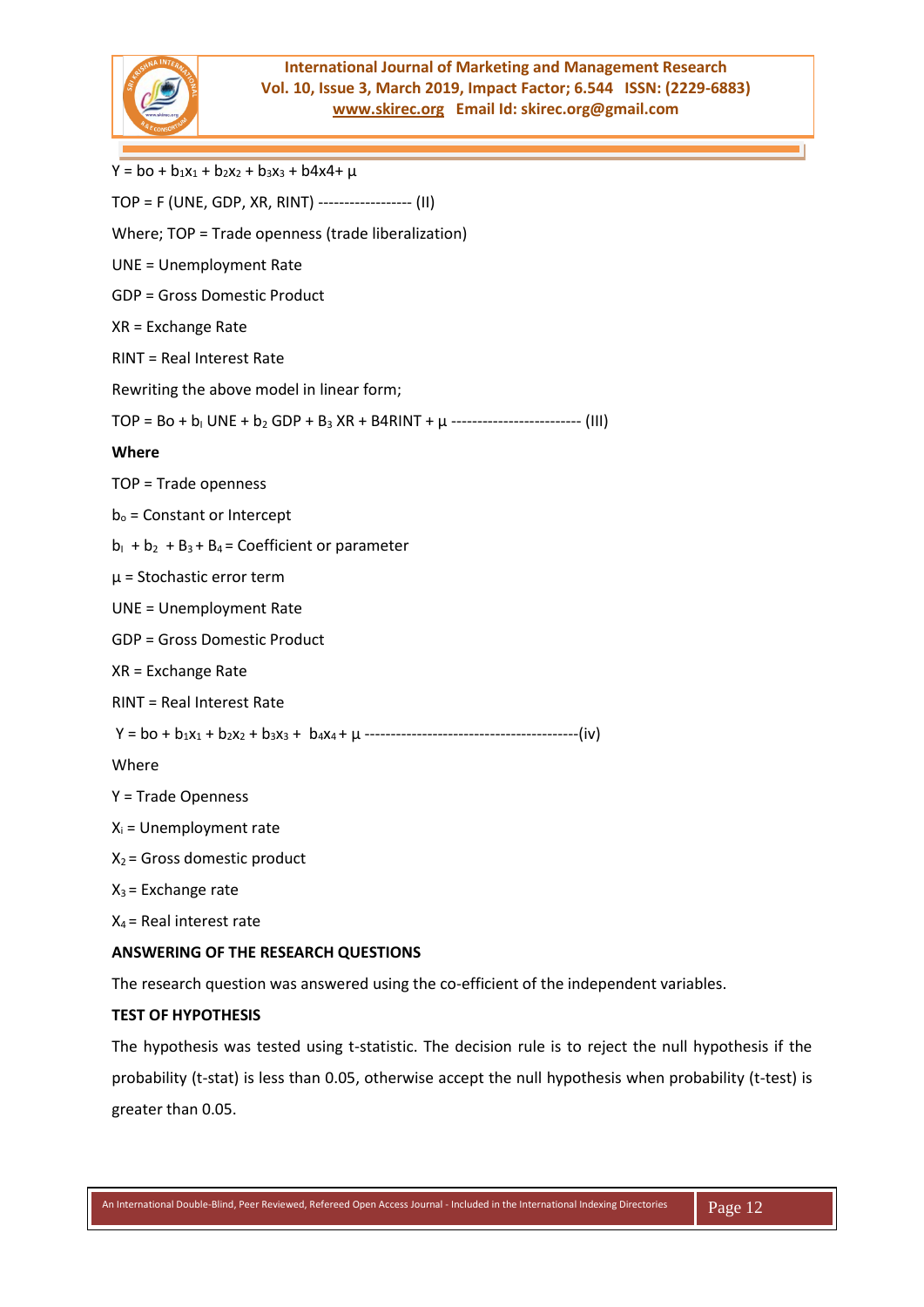$Y = bo + b_1x_1 + b_2x_2 + b_3x_3 + b4x4 + \mu$

TOP = F (UNE, GDP, XR, RINT) ------------------ (II)

Where; TOP = Trade openness (trade liberalization)

UNE = Unemployment Rate

GDP = Gross Domestic Product

XR = Exchange Rate

RINT = Real Interest Rate

Rewriting the above model in linear form;

$TOP = Bo + b_I\ UNE + b_2\ GDP + B_3\ XR + B4RINT + \mu$ ------------------------- (III)

**Where**

TOP = Trade openness

$b_o$ = Constant or Intercept

$b_I + b_2 + B_3 + B_4$ = Coefficient or parameter

$\mu$ = Stochastic error term

UNE = Unemployment Rate

GDP = Gross Domestic Product

XR = Exchange Rate

RINT = Real Interest Rate

$Y = bo + b_1x_1 + b_2x_2 + b_3x_3 + b_4x_4 + \mu$ -----------------------------------------(iv)

Where

Y = Trade Openness

$X_i$ = Unemployment rate

$X_2$ = Gross domestic product

$X_3$ = Exchange rate

$X_4$ = Real interest rate

**ANSWERING OF THE RESEARCH QUESTIONS**

The research question was answered using the co-efficient of the independent variables.

**TEST OF HYPOTHESIS**

The hypothesis was tested using t-statistic. The decision rule is to reject the null hypothesis if the probability (t-stat) is less than 0.05, otherwise accept the null hypothesis when probability (t-test) is greater than 0.05.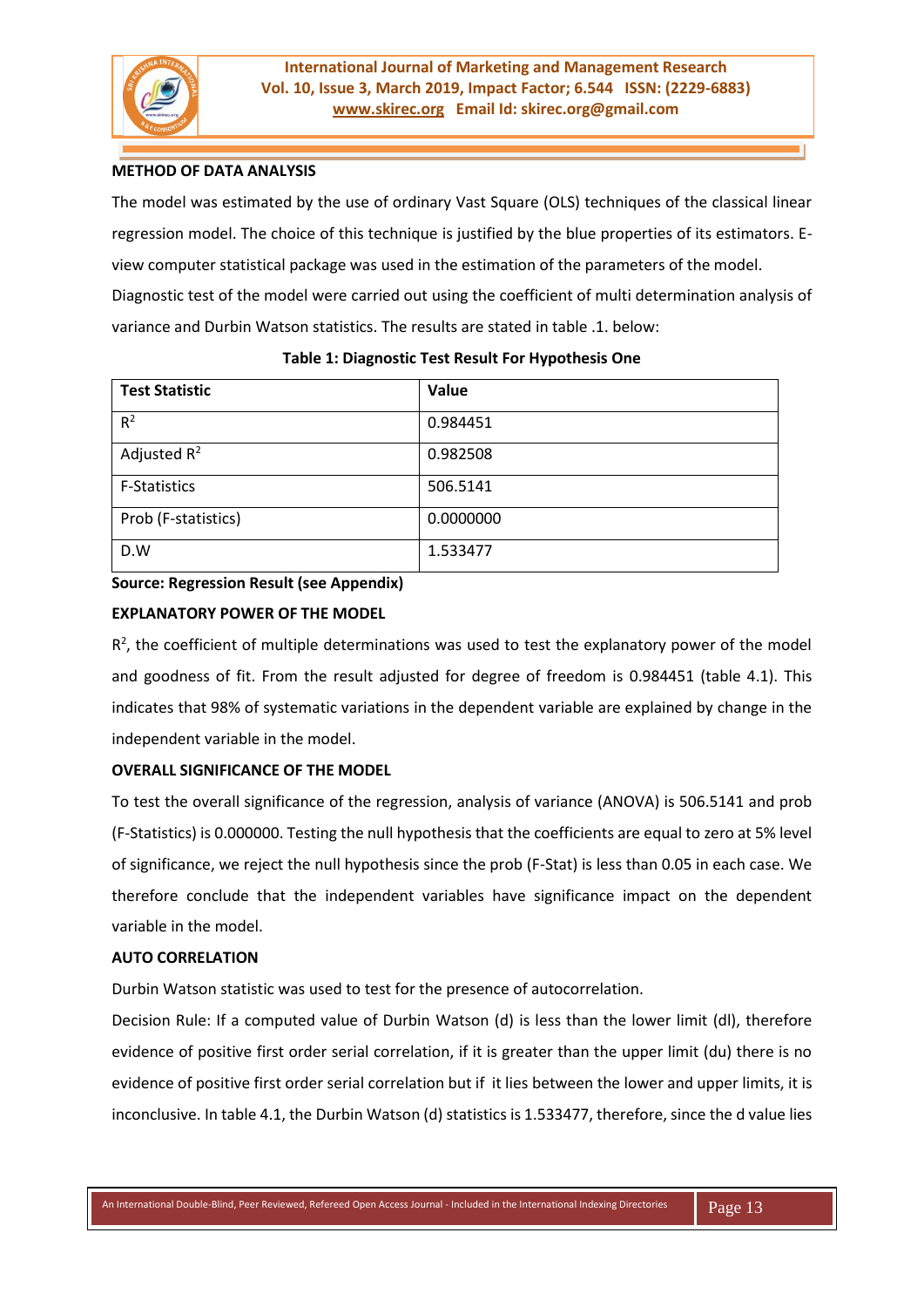**METHOD OF DATA ANALYSIS**

The model was estimated by the use of ordinary Vast Square (OLS) techniques of the classical linear regression model. The choice of this technique is justified by the blue properties of its estimators. E-view computer statistical package was used in the estimation of the parameters of the model.

Diagnostic test of the model were carried out using the coefficient of multi determination analysis of variance and Durbin Watson statistics. The results are stated in table .1. below:

**Table 1: Diagnostic Test Result For Hypothesis One**

| Test Statistic | Value |
|---|---|
| $R^2$ | 0.984451 |
| Adjusted $R^2$ | 0.982508 |
| F-Statistics | 506.5141 |
| Prob (F-statistics) | 0.0000000 |
| D.W | 1.533477 |

**Source: Regression Result (see Appendix)**

**EXPLANATORY POWER OF THE MODEL**

$R^2$, the coefficient of multiple determinations was used to test the explanatory power of the model and goodness of fit. From the result adjusted for degree of freedom is 0.984451 (table 4.1). This indicates that 98% of systematic variations in the dependent variable are explained by change in the independent variable in the model.

**OVERALL SIGNIFICANCE OF THE MODEL**

To test the overall significance of the regression, analysis of variance (ANOVA) is 506.5141 and prob (F-Statistics) is 0.000000. Testing the null hypothesis that the coefficients are equal to zero at 5% level of significance, we reject the null hypothesis since the prob (F-Stat) is less than 0.05 in each case. We therefore conclude that the independent variables have significance impact on the dependent variable in the model.

**AUTO CORRELATION**

Durbin Watson statistic was used to test for the presence of autocorrelation.

Decision Rule: If a computed value of Durbin Watson (d) is less than the lower limit (dl), therefore evidence of positive first order serial correlation, if it is greater than the upper limit (du) there is no evidence of positive first order serial correlation but if it lies between the lower and upper limits, it is inconclusive. In table 4.1, the Durbin Watson (d) statistics is 1.533477, therefore, since the d value lies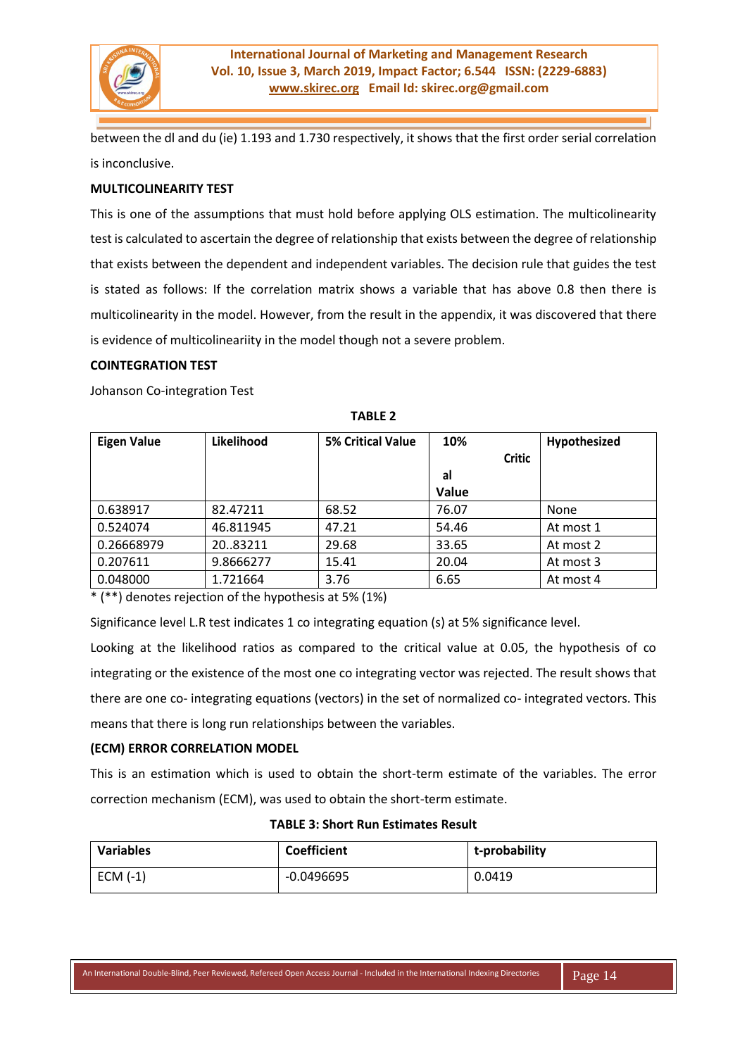between the dl and du (ie) 1.193 and 1.730 respectively, it shows that the first order serial correlation is inconclusive.

**MULTICOLINEARITY TEST**

This is one of the assumptions that must hold before applying OLS estimation. The multicolinearity test is calculated to ascertain the degree of relationship that exists between the degree of relationship that exists between the dependent and independent variables. The decision rule that guides the test is stated as follows: If the correlation matrix shows a variable that has above 0.8 then there is multicolinearity in the model. However, from the result in the appendix, it was discovered that there is evidence of multicolineariity in the model though not a severe problem.

**COINTEGRATION TEST**

Johanson Co-integration Test

**TABLE 2**

| Eigen Value | Likelihood | 5% Critical Value | 10% Critical Value | Hypothesized |
|---|---|---|---|---|
| 0.638917 | 82.47211 | 68.52 | 76.07 | None |
| 0.524074 | 46.811945 | 47.21 | 54.46 | At most 1 |
| 0.26668979 | 20..83211 | 29.68 | 33.65 | At most 2 |
| 0.207611 | 9.8666277 | 15.41 | 20.04 | At most 3 |
| 0.048000 | 1.721664 | 3.76 | 6.65 | At most 4 |

* (**) denotes rejection of the hypothesis at 5% (1%)

Significance level L.R test indicates 1 co integrating equation (s) at 5% significance level.

Looking at the likelihood ratios as compared to the critical value at 0.05, the hypothesis of co integrating or the existence of the most one co integrating vector was rejected. The result shows that there are one co- integrating equations (vectors) in the set of normalized co- integrated vectors. This means that there is long run relationships between the variables.

**(ECM) ERROR CORRELATION MODEL**

This is an estimation which is used to obtain the short-term estimate of the variables. The error correction mechanism (ECM), was used to obtain the short-term estimate.

**TABLE 3: Short Run Estimates Result**

| Variables | Coefficient | t-probability |
|---|---|---|
| ECM (-1) | -0.0496695 | 0.0419 |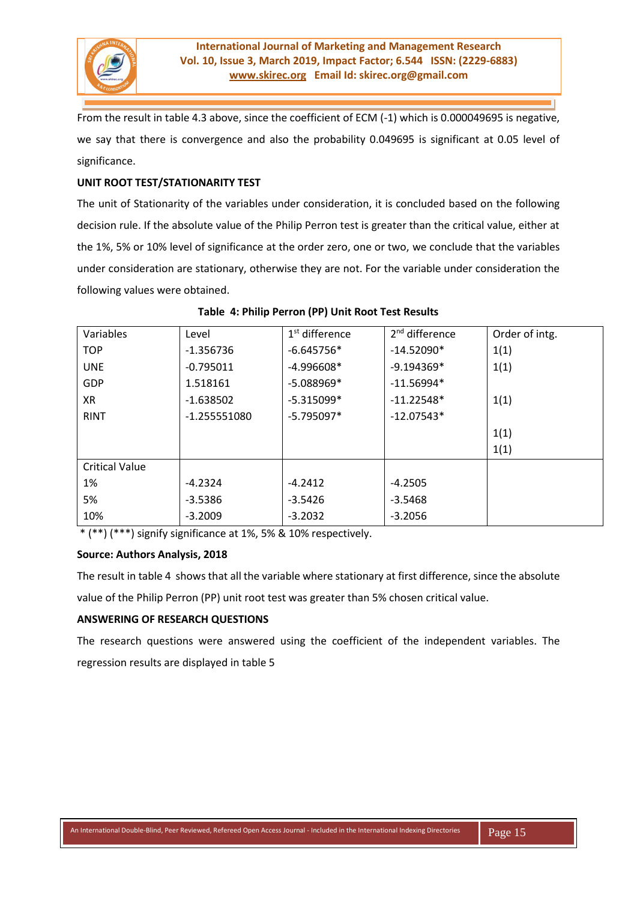From the result in table 4.3 above, since the coefficient of ECM (-1) which is 0.000049695 is negative, we say that there is convergence and also the probability 0.049695 is significant at 0.05 level of significance.

**UNIT ROOT TEST/STATIONARITY TEST**

The unit of Stationarity of the variables under consideration, it is concluded based on the following decision rule. If the absolute value of the Philip Perron test is greater than the critical value, either at the 1%, 5% or 10% level of significance at the order zero, one or two, we conclude that the variables under consideration are stationary, otherwise they are not. For the variable under consideration the following values were obtained.

**Table 4: Philip Perron (PP) Unit Root Test Results**

| Variables | Level | 1st difference | 2nd difference | Order of intg. |
|---|---|---|---|---|
| TOP | -1.356736 | -6.645756* | -14.52090* | 1(1) |
| UNE | -0.795011 | -4.996608* | -9.194369* | 1(1) |
| GDP | 1.518161 | -5.088969* | -11.56994* | |
| XR | -1.638502 | -5.315099* | -11.22548* | 1(1) |
| RINT | -1.255551080 | -5.795097* | -12.07543* | |
| | | | | 1(1) |
| | | | | 1(1) |
| Critical Value | | | | |
| 1% | -4.2324 | -4.2412 | -4.2505 | |
| 5% | -3.5386 | -3.5426 | -3.5468 | |
| 10% | -3.2009 | -3.2032 | -3.2056 | |

* (**) (***) signify significance at 1%, 5% & 10% respectively.

**Source: Authors Analysis, 2018**

The result in table 4 shows that all the variable where stationary at first difference, since the absolute value of the Philip Perron (PP) unit root test was greater than 5% chosen critical value.

**ANSWERING OF RESEARCH QUESTIONS**

The research questions were answered using the coefficient of the independent variables. The regression results are displayed in table 5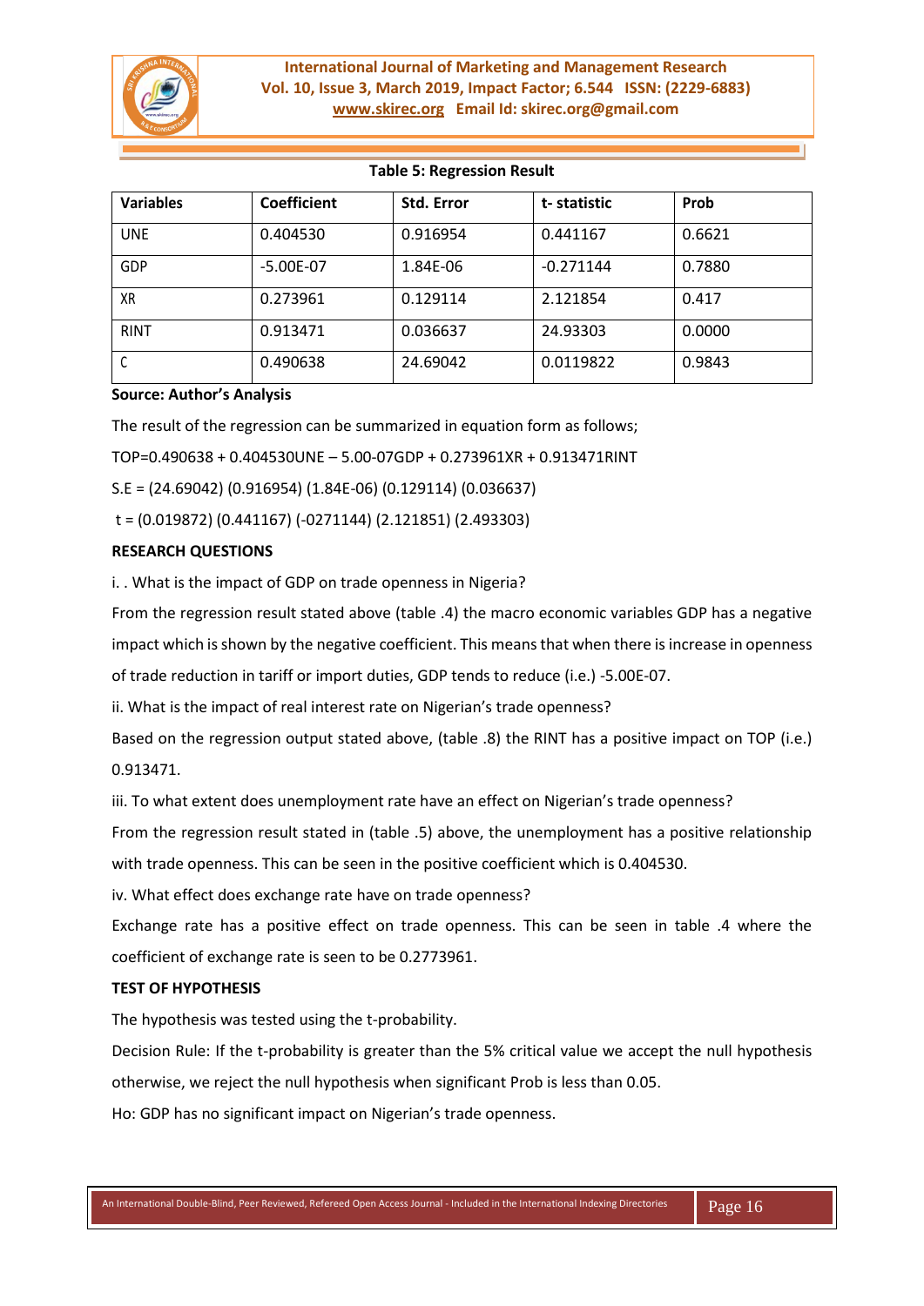**Table 5: Regression Result**

| Variables | Coefficient | Std. Error | t- statistic | Prob |
|---|---|---|---|---|
| UNE | 0.404530 | 0.916954 | 0.441167 | 0.6621 |
| GDP | -5.00E-07 | 1.84E-06 | -0.271144 | 0.7880 |
| XR | 0.273961 | 0.129114 | 2.121854 | 0.417 |
| RINT | 0.913471 | 0.036637 | 24.93303 | 0.0000 |
| C | 0.490638 | 24.69042 | 0.0119822 | 0.9843 |

**Source: Author's Analysis**

The result of the regression can be summarized in equation form as follows;

TOP=0.490638 + 0.404530UNE – 5.00-07GDP + 0.273961XR + 0.913471RINT

S.E = (24.69042) (0.916954) (1.84E-06) (0.129114) (0.036637)

t = (0.019872) (0.441167) (-0271144) (2.121851) (2.493303)

**RESEARCH QUESTIONS**

i. . What is the impact of GDP on trade openness in Nigeria?

From the regression result stated above (table .4) the macro economic variables GDP has a negative impact which is shown by the negative coefficient. This means that when there is increase in openness of trade reduction in tariff or import duties, GDP tends to reduce (i.e.) -5.00E-07.

ii. What is the impact of real interest rate on Nigerian's trade openness?

Based on the regression output stated above, (table .8) the RINT has a positive impact on TOP (i.e.) 0.913471.

iii. To what extent does unemployment rate have an effect on Nigerian's trade openness?

From the regression result stated in (table .5) above, the unemployment has a positive relationship with trade openness. This can be seen in the positive coefficient which is 0.404530.

iv. What effect does exchange rate have on trade openness?

Exchange rate has a positive effect on trade openness. This can be seen in table .4 where the coefficient of exchange rate is seen to be 0.2773961.

**TEST OF HYPOTHESIS**

The hypothesis was tested using the t-probability.

Decision Rule: If the t-probability is greater than the 5% critical value we accept the null hypothesis otherwise, we reject the null hypothesis when significant Prob is less than 0.05.

Ho: GDP has no significant impact on Nigerian's trade openness.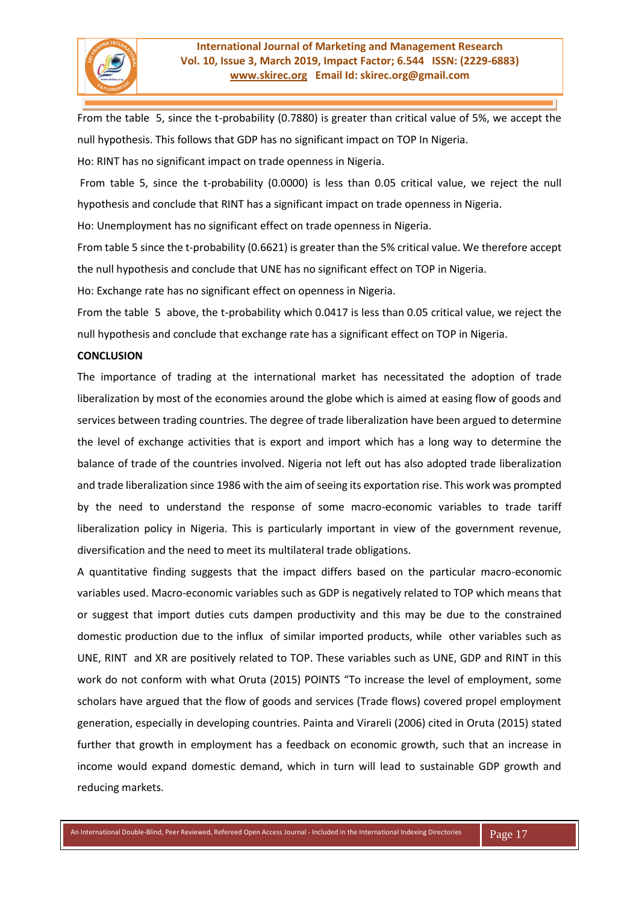From the table 5, since the t-probability (0.7880) is greater than critical value of 5%, we accept the null hypothesis. This follows that GDP has no significant impact on TOP In Nigeria.

Ho: RINT has no significant impact on trade openness in Nigeria.

From table 5, since the t-probability (0.0000) is less than 0.05 critical value, we reject the null hypothesis and conclude that RINT has a significant impact on trade openness in Nigeria.

Ho: Unemployment has no significant effect on trade openness in Nigeria.

From table 5 since the t-probability (0.6621) is greater than the 5% critical value. We therefore accept the null hypothesis and conclude that UNE has no significant effect on TOP in Nigeria.

Ho: Exchange rate has no significant effect on openness in Nigeria.

From the table 5 above, the t-probability which 0.0417 is less than 0.05 critical value, we reject the null hypothesis and conclude that exchange rate has a significant effect on TOP in Nigeria.

**CONCLUSION**

The importance of trading at the international market has necessitated the adoption of trade liberalization by most of the economies around the globe which is aimed at easing flow of goods and services between trading countries. The degree of trade liberalization have been argued to determine the level of exchange activities that is export and import which has a long way to determine the balance of trade of the countries involved. Nigeria not left out has also adopted trade liberalization and trade liberalization since 1986 with the aim of seeing its exportation rise. This work was prompted by the need to understand the response of some macro-economic variables to trade tariff liberalization policy in Nigeria. This is particularly important in view of the government revenue, diversification and the need to meet its multilateral trade obligations.

A quantitative finding suggests that the impact differs based on the particular macro-economic variables used. Macro-economic variables such as GDP is negatively related to TOP which means that or suggest that import duties cuts dampen productivity and this may be due to the constrained domestic production due to the influx of similar imported products, while other variables such as UNE, RINT and XR are positively related to TOP. These variables such as UNE, GDP and RINT in this work do not conform with what Oruta (2015) POINTS "To increase the level of employment, some scholars have argued that the flow of goods and services (Trade flows) covered propel employment generation, especially in developing countries. Painta and Virareli (2006) cited in Oruta (2015) stated further that growth in employment has a feedback on economic growth, such that an increase in income would expand domestic demand, which in turn will lead to sustainable GDP growth and reducing markets.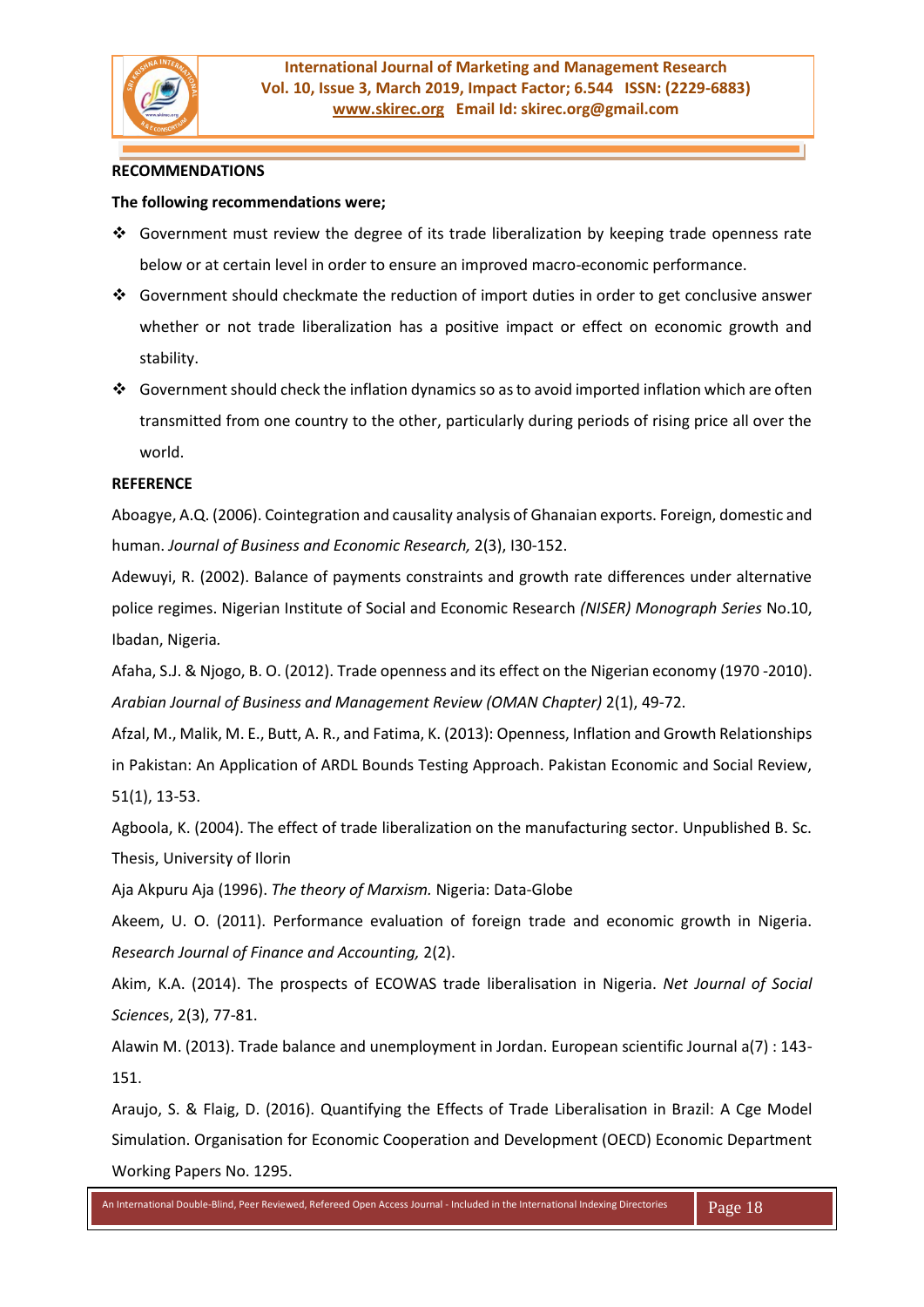**RECOMMENDATIONS**

**The following recommendations were;**

- Government must review the degree of its trade liberalization by keeping trade openness rate below or at certain level in order to ensure an improved macro-economic performance.
- Government should checkmate the reduction of import duties in order to get conclusive answer whether or not trade liberalization has a positive impact or effect on economic growth and stability.
- Government should check the inflation dynamics so as to avoid imported inflation which are often transmitted from one country to the other, particularly during periods of rising price all over the world.

**REFERENCE**

Aboagye, A.Q. (2006). Cointegration and causality analysis of Ghanaian exports. Foreign, domestic and human. *Journal of Business and Economic Research,* 2(3), I30-152.

Adewuyi, R. (2002). Balance of payments constraints and growth rate differences under alternative police regimes. Nigerian Institute of Social and Economic Research *(NISER) Monograph Series* No.10, Ibadan, Nigeria.

Afaha, S.J. & Njogo, B. O. (2012). Trade openness and its effect on the Nigerian economy (1970 -2010). *Arabian Journal of Business and Management Review (OMAN Chapter)* 2(1), 49-72.

Afzal, M., Malik, M. E., Butt, A. R., and Fatima, K. (2013): Openness, Inflation and Growth Relationships in Pakistan: An Application of ARDL Bounds Testing Approach. Pakistan Economic and Social Review, 51(1), 13-53.

Agboola, K. (2004). The effect of trade liberalization on the manufacturing sector. Unpublished B. Sc. Thesis, University of Ilorin

Aja Akpuru Aja (1996). *The theory of Marxism.* Nigeria: Data-Globe

Akeem, U. O. (2011). Performance evaluation of foreign trade and economic growth in Nigeria. *Research Journal of Finance and Accounting,* 2(2).

Akim, K.A. (2014). The prospects of ECOWAS trade liberalisation in Nigeria. *Net Journal of Social Sciences*, 2(3), 77-81.

Alawin M. (2013). Trade balance and unemployment in Jordan. European scientific Journal a(7) : 143-151.

Araujo, S. & Flaig, D. (2016). Quantifying the Effects of Trade Liberalisation in Brazil: A Cge Model Simulation. Organisation for Economic Cooperation and Development (OECD) Economic Department Working Papers No. 1295.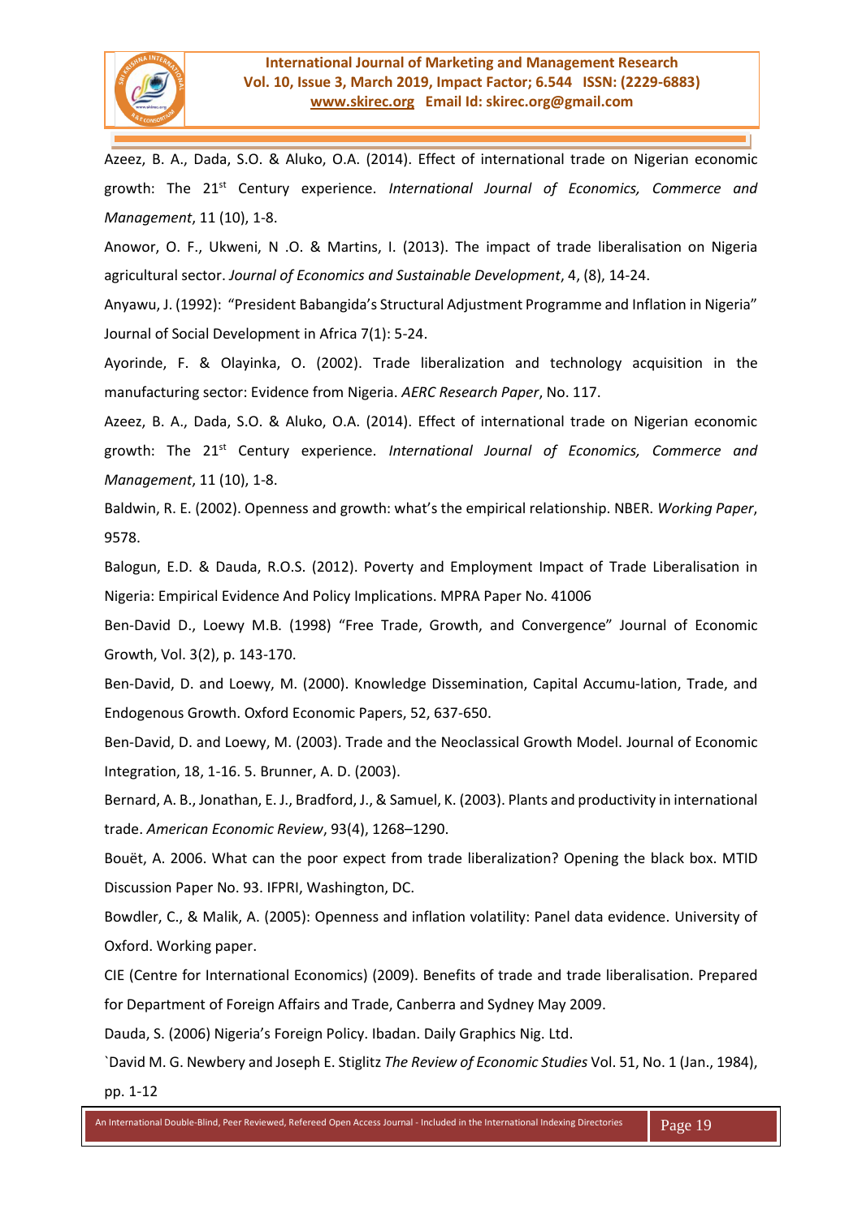Azeez, B. A., Dada, S.O. & Aluko, O.A. (2014). Effect of international trade on Nigerian economic growth: The 21st Century experience. *International Journal of Economics, Commerce and Management*, 11 (10), 1-8.

Anowor, O. F., Ukweni, N .O. & Martins, I. (2013). The impact of trade liberalisation on Nigeria agricultural sector. *Journal of Economics and Sustainable Development*, 4, (8), 14-24.

Anyawu, J. (1992): "President Babangida's Structural Adjustment Programme and Inflation in Nigeria" Journal of Social Development in Africa 7(1): 5-24.

Ayorinde, F. & Olayinka, O. (2002). Trade liberalization and technology acquisition in the manufacturing sector: Evidence from Nigeria. *AERC Research Paper*, No. 117.

Azeez, B. A., Dada, S.O. & Aluko, O.A. (2014). Effect of international trade on Nigerian economic growth: The 21st Century experience. *International Journal of Economics, Commerce and Management*, 11 (10), 1-8.

Baldwin, R. E. (2002). Openness and growth: what's the empirical relationship. NBER. *Working Paper*, 9578.

Balogun, E.D. & Dauda, R.O.S. (2012). Poverty and Employment Impact of Trade Liberalisation in Nigeria: Empirical Evidence And Policy Implications. MPRA Paper No. 41006

Ben-David D., Loewy M.B. (1998) "Free Trade, Growth, and Convergence" Journal of Economic Growth, Vol. 3(2), p. 143-170.

Ben-David, D. and Loewy, M. (2000). Knowledge Dissemination, Capital Accumu-lation, Trade, and Endogenous Growth. Oxford Economic Papers, 52, 637-650.

Ben-David, D. and Loewy, M. (2003). Trade and the Neoclassical Growth Model. Journal of Economic Integration, 18, 1-16. 5. Brunner, A. D. (2003).

Bernard, A. B., Jonathan, E. J., Bradford, J., & Samuel, K. (2003). Plants and productivity in international trade. *American Economic Review*, 93(4), 1268–1290.

Bouët, A. 2006. What can the poor expect from trade liberalization? Opening the black box. MTID Discussion Paper No. 93. IFPRI, Washington, DC.

Bowdler, C., & Malik, A. (2005): Openness and inflation volatility: Panel data evidence. University of Oxford. Working paper.

CIE (Centre for International Economics) (2009). Benefits of trade and trade liberalisation. Prepared for Department of Foreign Affairs and Trade, Canberra and Sydney May 2009.

Dauda, S. (2006) Nigeria's Foreign Policy. Ibadan. Daily Graphics Nig. Ltd.

`David M. G. Newbery and Joseph E. Stiglitz *The Review of Economic Studies* Vol. 51, No. 1 (Jan., 1984), pp. 1-12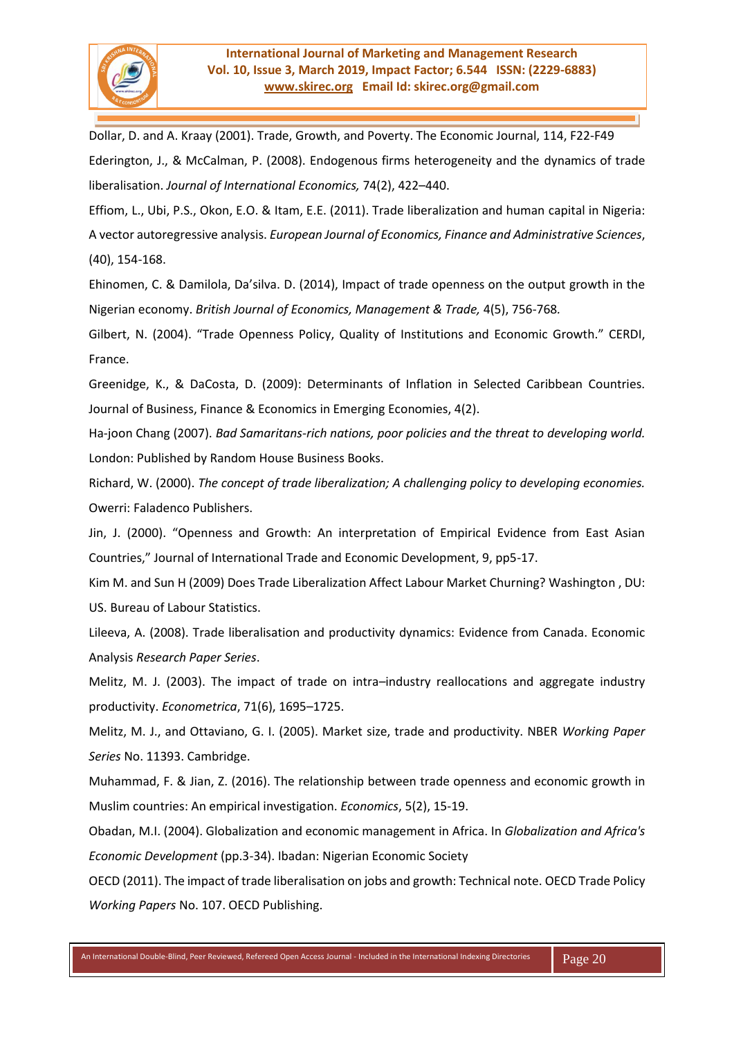Dollar, D. and A. Kraay (2001). Trade, Growth, and Poverty. The Economic Journal, 114, F22-F49

Ederington, J., & McCalman, P. (2008). Endogenous firms heterogeneity and the dynamics of trade liberalisation. *Journal of International Economics,* 74(2), 422–440.

Effiom, L., Ubi, P.S., Okon, E.O. & Itam, E.E. (2011). Trade liberalization and human capital in Nigeria: A vector autoregressive analysis. *European Journal of Economics, Finance and Administrative Sciences*, (40), 154-168.

Ehinomen, C. & Damilola, Da'silva. D. (2014), Impact of trade openness on the output growth in the Nigerian economy. *British Journal of Economics, Management & Trade,* 4(5), 756-768.

Gilbert, N. (2004). "Trade Openness Policy, Quality of Institutions and Economic Growth." CERDI, France.

Greenidge, K., & DaCosta, D. (2009): Determinants of Inflation in Selected Caribbean Countries. Journal of Business, Finance & Economics in Emerging Economies, 4(2).

Ha-joon Chang (2007). *Bad Samaritans-rich nations, poor policies and the threat to developing world.* London: Published by Random House Business Books.

Richard, W. (2000). *The concept of trade liberalization; A challenging policy to developing economies.* Owerri: Faladenco Publishers.

Jin, J. (2000). "Openness and Growth: An interpretation of Empirical Evidence from East Asian Countries," Journal of International Trade and Economic Development, 9, pp5-17.

Kim M. and Sun H (2009) Does Trade Liberalization Affect Labour Market Churning? Washington , DU: US. Bureau of Labour Statistics.

Lileeva, A. (2008). Trade liberalisation and productivity dynamics: Evidence from Canada. Economic Analysis *Research Paper Series*.

Melitz, M. J. (2003). The impact of trade on intra–industry reallocations and aggregate industry productivity. *Econometrica*, 71(6), 1695–1725.

Melitz, M. J., and Ottaviano, G. I. (2005). Market size, trade and productivity. NBER *Working Paper Series* No. 11393. Cambridge.

Muhammad, F. & Jian, Z. (2016). The relationship between trade openness and economic growth in Muslim countries: An empirical investigation. *Economics*, 5(2), 15-19.

Obadan, M.I. (2004). Globalization and economic management in Africa. In *Globalization and Africa's Economic Development* (pp.3-34). Ibadan: Nigerian Economic Society

OECD (2011). The impact of trade liberalisation on jobs and growth: Technical note. OECD Trade Policy *Working Papers* No. 107. OECD Publishing.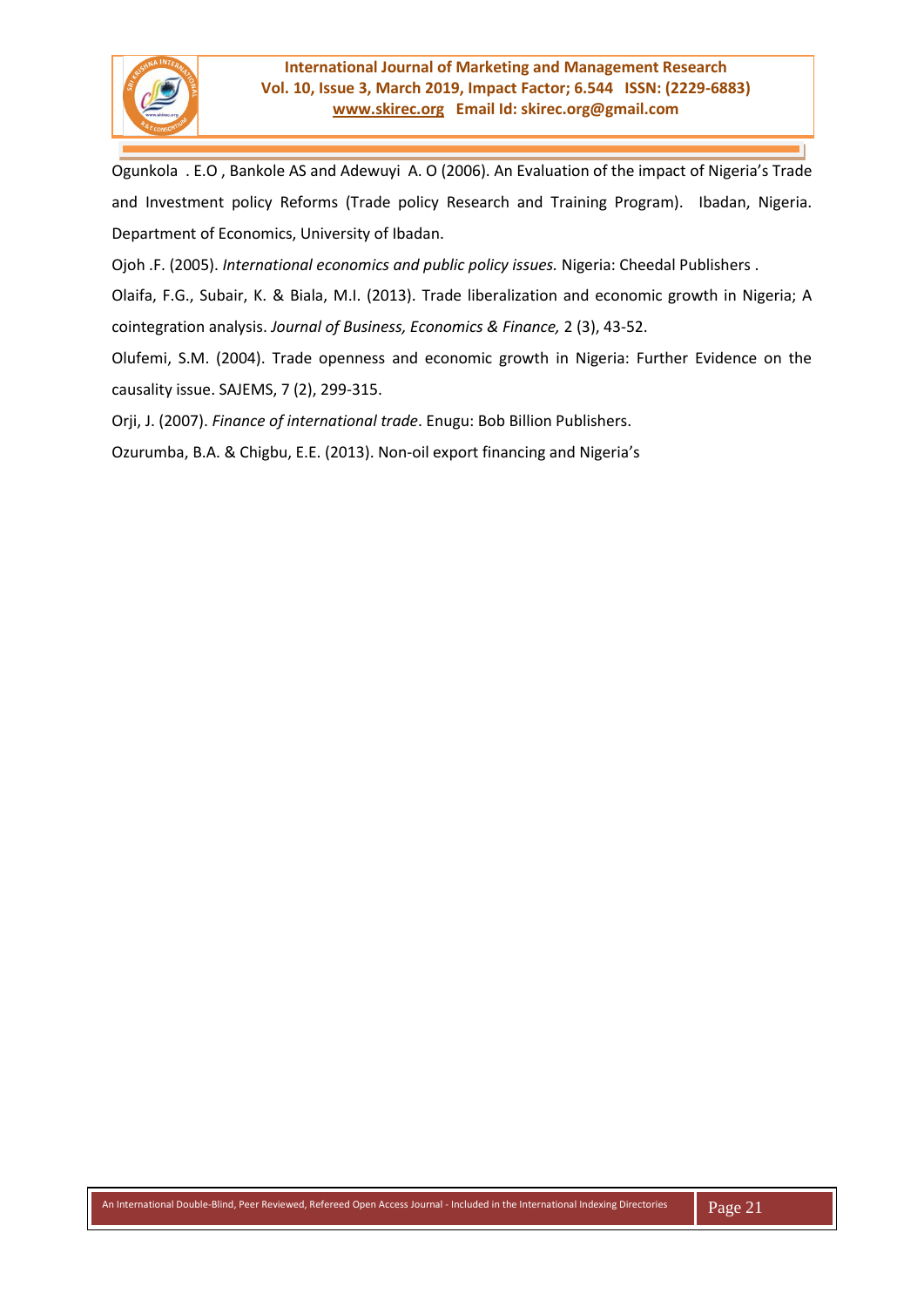Ogunkola . E.O , Bankole AS and Adewuyi A. O (2006). An Evaluation of the impact of Nigeria's Trade and Investment policy Reforms (Trade policy Research and Training Program). Ibadan, Nigeria. Department of Economics, University of Ibadan.

Ojoh .F. (2005). *International economics and public policy issues.* Nigeria: Cheedal Publishers .

Olaifa, F.G., Subair, K. & Biala, M.I. (2013). Trade liberalization and economic growth in Nigeria; A cointegration analysis. *Journal of Business, Economics & Finance,* 2 (3), 43-52.

Olufemi, S.M. (2004). Trade openness and economic growth in Nigeria: Further Evidence on the causality issue. SAJEMS, 7 (2), 299-315.

Orji, J. (2007). *Finance of international trade*. Enugu: Bob Billion Publishers.

Ozurumba, B.A. & Chigbu, E.E. (2013). Non-oil export financing and Nigeria's